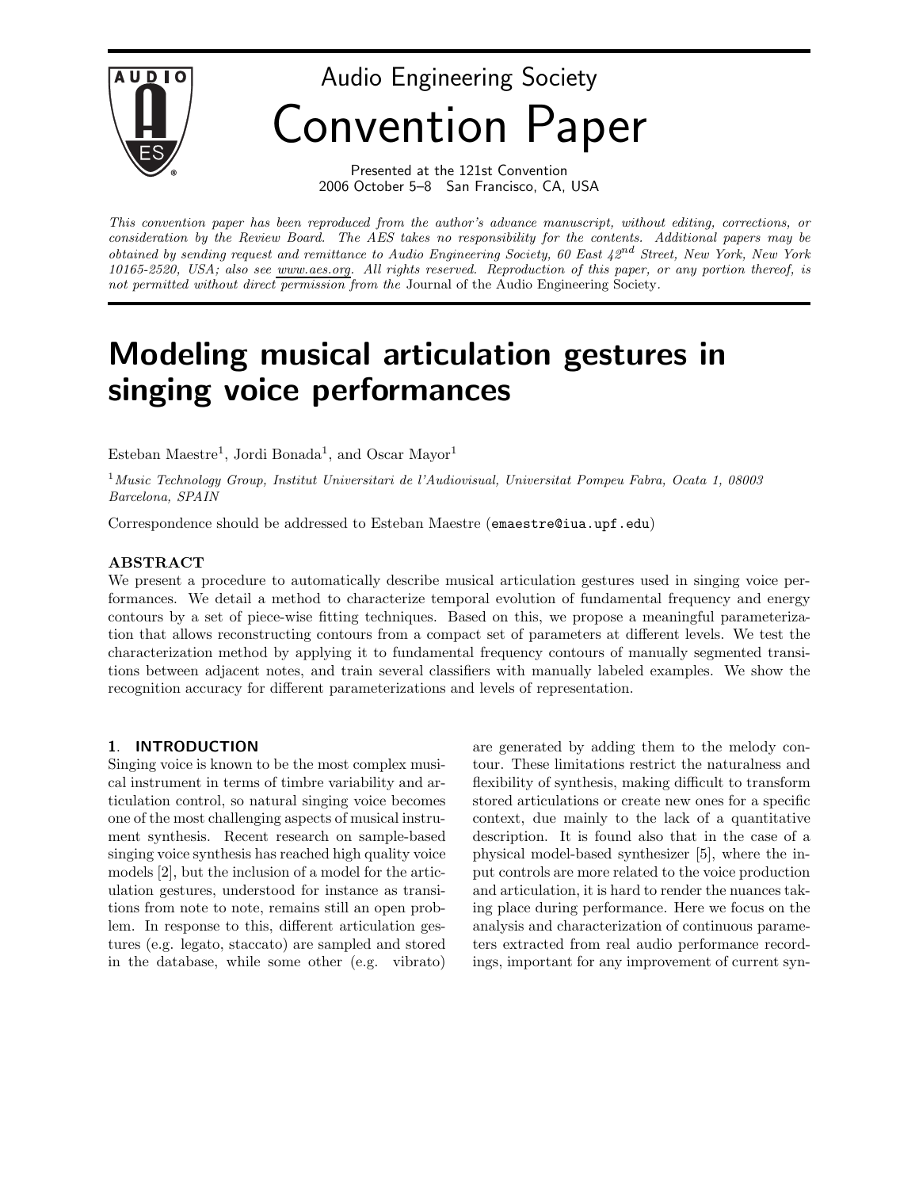# Audio Engineering Society
# Convention Paper

Presented at the 121st Convention
2006 October 5–8 San Francisco, CA, USA

*This convention paper has been reproduced from the author's advance manuscript, without editing, corrections, or consideration by the Review Board. The AES takes no responsibility for the contents. Additional papers may be obtained by sending request and remittance to Audio Engineering Society, 60 East 42nd Street, New York, New York 10165-2520, USA; also see www.aes.org. All rights reserved. Reproduction of this paper, or any portion thereof, is not permitted without direct permission from the* Journal of the Audio Engineering Society.

# Modeling musical articulation gestures in singing voice performances

Esteban Maestre[1], Jordi Bonada[1], and Oscar Mayor[1]

[1] *Music Technology Group, Institut Universitari de l'Audiovisual, Universitat Pompeu Fabra, Ocata 1, 08003 Barcelona, SPAIN*

Correspondence should be addressed to Esteban Maestre (emaestre@iua.upf.edu)

## ABSTRACT

We present a procedure to automatically describe musical articulation gestures used in singing voice performances. We detail a method to characterize temporal evolution of fundamental frequency and energy contours by a set of piece-wise fitting techniques. Based on this, we propose a meaningful parameterization that allows reconstructing contours from a compact set of parameters at different levels. We test the characterization method by applying it to fundamental frequency contours of manually segmented transitions between adjacent notes, and train several classifiers with manually labeled examples. We show the recognition accuracy for different parameterizations and levels of representation.

## 1. INTRODUCTION

Singing voice is known to be the most complex musical instrument in terms of timbre variability and articulation control, so natural singing voice becomes one of the most challenging aspects of musical instrument synthesis. Recent research on sample-based singing voice synthesis has reached high quality voice models [2], but the inclusion of a model for the articulation gestures, understood for instance as transitions from note to note, remains still an open problem. In response to this, different articulation gestures (e.g. legato, staccato) are sampled and stored in the database, while some other (e.g. vibrato) are generated by adding them to the melody contour. These limitations restrict the naturalness and flexibility of synthesis, making difficult to transform stored articulations or create new ones for a specific context, due mainly to the lack of a quantitative description. It is found also that in the case of a physical model-based synthesizer [5], where the input controls are more related to the voice production and articulation, it is hard to render the nuances taking place during performance. Here we focus on the analysis and characterization of continuous parameters extracted from real audio performance recordings, important for any improvement of current syn-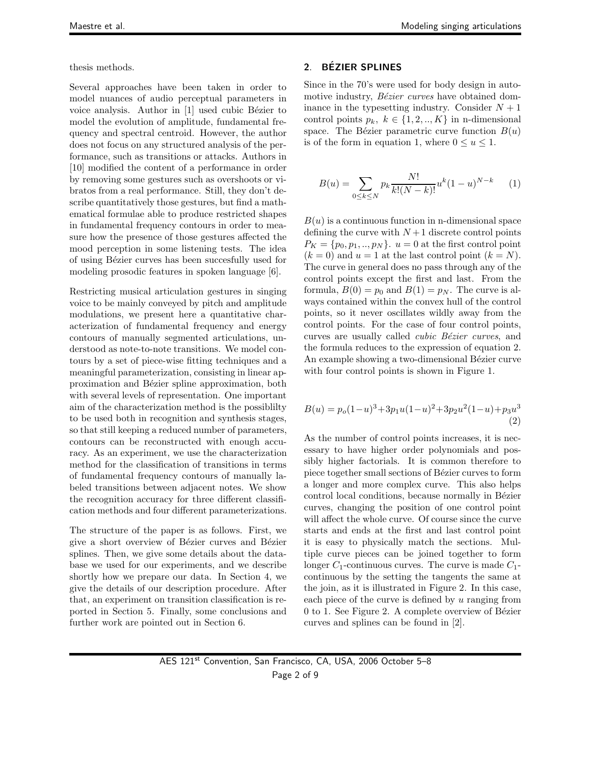thesis methods.

Several approaches have been taken in order to model nuances of audio perceptual parameters in voice analysis. Author in [1] used cubic Bézier to model the evolution of amplitude, fundamental frequency and spectral centroid. However, the author does not focus on any structured analysis of the performance, such as transitions or attacks. Authors in [10] modified the content of a performance in order by removing some gestures such as overshoots or vibratos from a real performance. Still, they don't describe quantitatively those gestures, but find a mathematical formulae able to produce restricted shapes in fundamental frequency contours in order to measure how the presence of those gestures affected the mood perception in some listening tests. The idea of using Bézier curves has been succesfully used for modeling prosodic features in spoken language [6].

Restricting musical articulation gestures in singing voice to be mainly conveyed by pitch and amplitude modulations, we present here a quantitative characterization of fundamental frequency and energy contours of manually segmented articulations, understood as note-to-note transitions. We model contours by a set of piece-wise fitting techniques and a meaningful parameterization, consisting in linear approximation and Bézier spline approximation, both with several levels of representation. One important aim of the characterization method is the possiblilty to be used both in recognition and synthesis stages, so that still keeping a reduced number of parameters, contours can be reconstructed with enough accuracy. As an experiment, we use the characterization method for the classification of transitions in terms of fundamental frequency contours of manually labeled transitions between adjacent notes. We show the recognition accuracy for three different classification methods and four different parameterizations.

The structure of the paper is as follows. First, we give a short overview of Bézier curves and Bézier splines. Then, we give some details about the database we used for our experiments, and we describe shortly how we prepare our data. In Section 4, we give the details of our description procedure. After that, an experiment on transition classification is reported in Section 5. Finally, some conclusions and further work are pointed out in Section 6.

## 2. BÉZIER SPLINES

Since in the 70's were used for body design in automotive industry, *Bézier curves* have obtained dominance in the typesetting industry. Consider $N+1$ control points $p_k$, $k \in \{1, 2, .., K\}$ in n-dimensional space. The Bézier parametric curve function $B(u)$ is of the form in equation 1, where $0 \leq u \leq 1$.

$$B(u) = \sum_{0 \leq k \leq N} p_k \frac{N!}{k!(N-k)!} u^k (1-u)^{N-k} \quad (1)$$

$B(u)$ is a continuous function in n-dimensional space defining the curve with $N+1$ discrete control points $P_K = \{p_0, p_1, .., p_N\}$. $u = 0$ at the first control point $(k = 0)$ and $u = 1$ at the last control point $(k = N)$. The curve in general does no pass through any of the control points except the first and last. From the formula, $B(0) = p_0$ and $B(1) = p_N$. The curve is always contained within the convex hull of the control points, so it never oscillates wildly away from the control points. For the case of four control points, curves are usually called *cubic Bézier curves*, and the formula reduces to the expression of equation 2. An example showing a two-dimensional Bézier curve with four control points is shown in Figure 1.

$$B(u) = p_o(1-u)^3 + 3p_1 u(1-u)^2 + 3p_2 u^2(1-u) + p_3 u^3 \quad (2)$$

As the number of control points increases, it is necessary to have higher order polynomials and possibly higher factorials. It is common therefore to piece together small sections of Bézier curves to form a longer and more complex curve. This also helps control local conditions, because normally in Bézier curves, changing the position of one control point will affect the whole curve. Of course since the curve starts and ends at the first and last control point it is easy to physically match the sections. Multiple curve pieces can be joined together to form longer $C_1$-continuous curves. The curve is made $C_1$-continuous by the setting the tangents the same at the join, as it is illustrated in Figure 2. In this case, each piece of the curve is defined by $u$ ranging from 0 to 1. See Figure 2. A complete overview of Bézier curves and splines can be found in [2].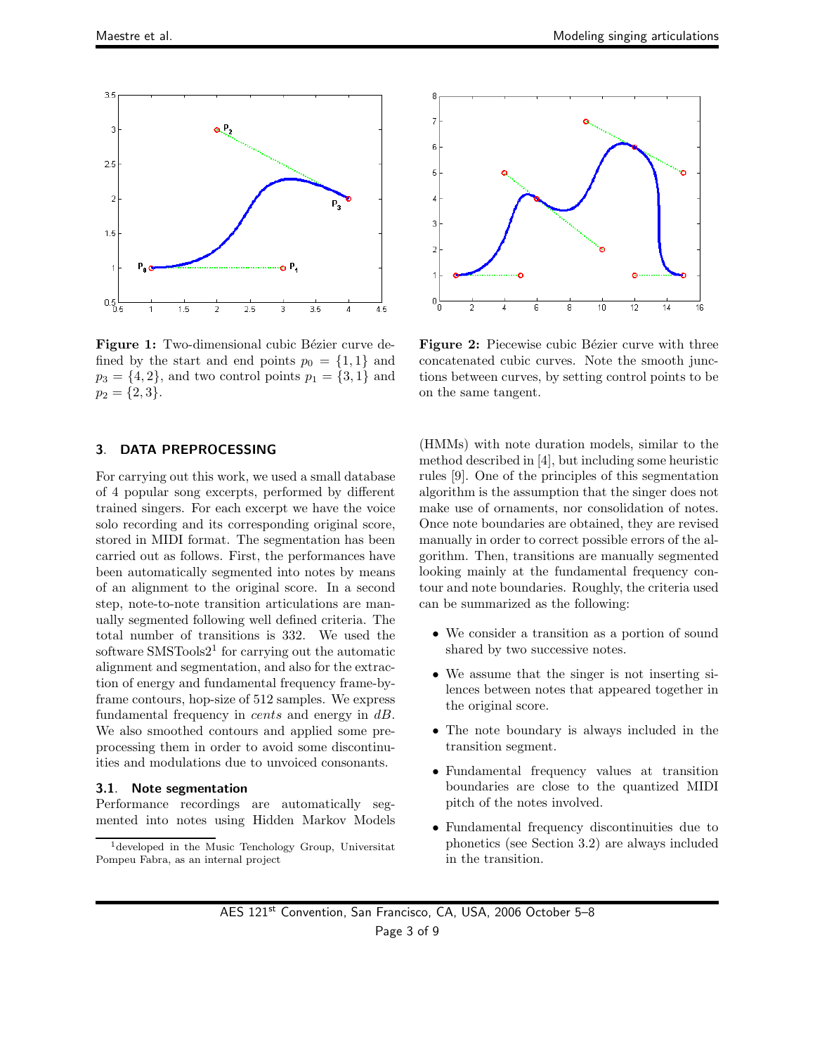**Figure 1:** Two-dimensional cubic Bézier curve defined by the start and end points $p_0 = \{1, 1\}$ and $p_3 = \{4, 2\}$, and two control points $p_1 = \{3, 1\}$ and $p_2 = \{2, 3\}$.

**Figure 2:** Piecewise cubic Bézier curve with three concatenated cubic curves. Note the smooth junctions between curves, by setting control points to be on the same tangent.

## 3. DATA PREPROCESSING

For carrying out this work, we used a small database of 4 popular song excerpts, performed by different trained singers. For each excerpt we have the voice solo recording and its corresponding original score, stored in MIDI format. The segmentation has been carried out as follows. First, the performances have been automatically segmented into notes by means of an alignment to the original score. In a second step, note-to-note transition articulations are manually segmented following well defined criteria. The total number of transitions is 332. We used the software SMSTools2[1] for carrying out the automatic alignment and segmentation, and also for the extraction of energy and fundamental frequency frame-by-frame contours, hop-size of 512 samples. We express fundamental frequency in *cents* and energy in *dB*. We also smoothed contours and applied some preprocessing them in order to avoid some discontinuities and modulations due to unvoiced consonants.

### 3.1. Note segmentation

Performance recordings are automatically segmented into notes using Hidden Markov Models (HMMs) with note duration models, similar to the method described in [4], but including some heuristic rules [9]. One of the principles of this segmentation algorithm is the assumption that the singer does not make use of ornaments, nor consolidation of notes. Once note boundaries are obtained, they are revised manually in order to correct possible errors of the algorithm. Then, transitions are manually segmented looking mainly at the fundamental frequency contour and note boundaries. Roughly, the criteria used can be summarized as the following:

- We consider a transition as a portion of sound shared by two successive notes.
- We assume that the singer is not inserting silences between notes that appeared together in the original score.
- The note boundary is always included in the transition segment.
- Fundamental frequency values at transition boundaries are close to the quantized MIDI pitch of the notes involved.
- Fundamental frequency discontinuities due to phonetics (see Section 3.2) are always included in the transition.

[1] developed in the Music Tenchology Group, Universitat Pompeu Fabra, as an internal project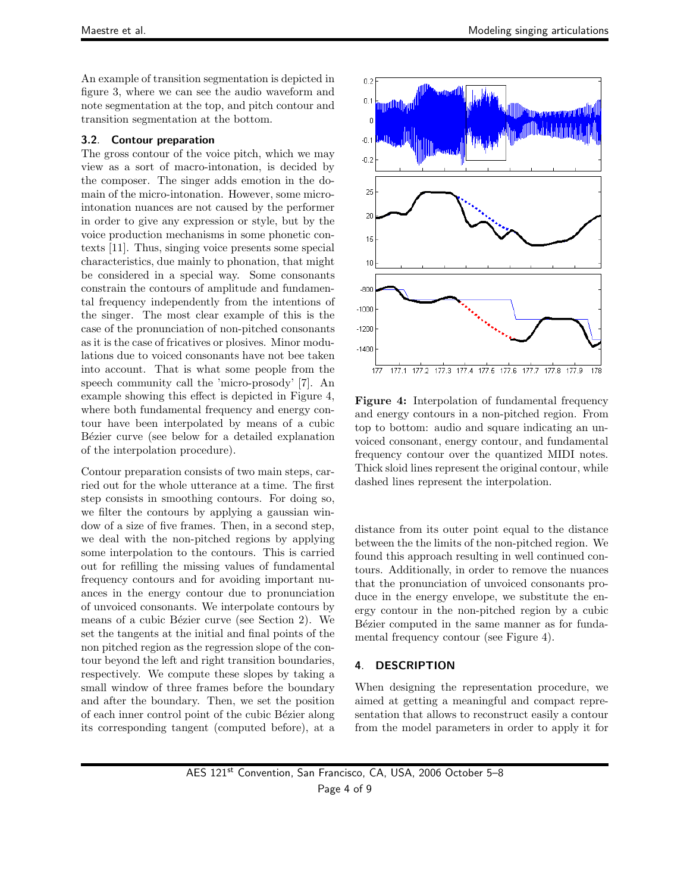An example of transition segmentation is depicted in figure 3, where we can see the audio waveform and note segmentation at the top, and pitch contour and transition segmentation at the bottom.

### 3.2. Contour preparation

The gross contour of the voice pitch, which we may view as a sort of macro-intonation, is decided by the composer. The singer adds emotion in the domain of the micro-intonation. However, some micro-intonation nuances are not caused by the performer in order to give any expression or style, but by the voice production mechanisms in some phonetic contexts [11]. Thus, singing voice presents some special characteristics, due mainly to phonation, that might be considered in a special way. Some consonants constrain the contours of amplitude and fundamental frequency independently from the intentions of the singer. The most clear example of this is the case of the pronunciation of non-pitched consonants as it is the case of fricatives or plosives. Minor modulations due to voiced consonants have not bee taken into account. That is what some people from the speech community call the 'micro-prosody' [7]. An example showing this effect is depicted in Figure 4, where both fundamental frequency and energy contour have been interpolated by means of a cubic Bézier curve (see below for a detailed explanation of the interpolation procedure).

Contour preparation consists of two main steps, carried out for the whole utterance at a time. The first step consists in smoothing contours. For doing so, we filter the contours by applying a gaussian window of a size of five frames. Then, in a second step, we deal with the non-pitched regions by applying some interpolation to the contours. This is carried out for refilling the missing values of fundamental frequency contours and for avoiding important nuances in the energy contour due to pronunciation of unvoiced consonants. We interpolate contours by means of a cubic Bézier curve (see Section 2). We set the tangents at the initial and final points of the non pitched region as the regression slope of the contour beyond the left and right transition boundaries, respectively. We compute these slopes by taking a small window of three frames before the boundary and after the boundary. Then, we set the position of each inner control point of the cubic Bézier along its corresponding tangent (computed before), at a distance from its outer point equal to the distance between the the limits of the non-pitched region. We found this approach resulting in well continued contours. Additionally, in order to remove the nuances that the pronunciation of unvoiced consonants produce in the energy envelope, we substitute the energy contour in the non-pitched region by a cubic Bézier computed in the same manner as for fundamental frequency contour (see Figure 4).

**Figure 4:** Interpolation of fundamental frequency and energy contours in a non-pitched region. From top to bottom: audio and square indicating an unvoiced consonant, energy contour, and fundamental frequency contour over the quantized MIDI notes. Thick sloid lines represent the original contour, while dashed lines represent the interpolation.

## 4. DESCRIPTION

When designing the representation procedure, we aimed at getting a meaningful and compact representation that allows to reconstruct easily a contour from the model parameters in order to apply it for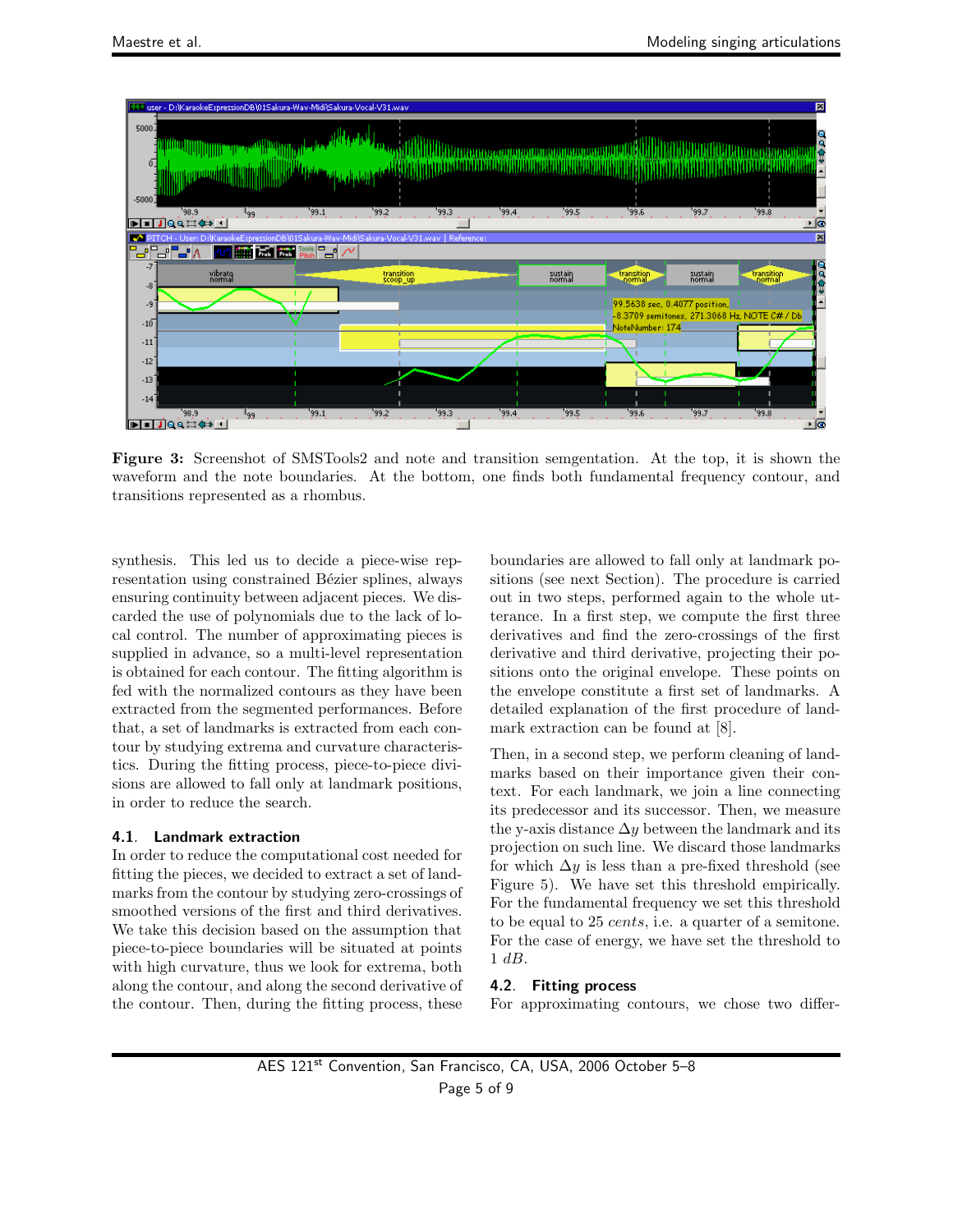Figure 3: Screenshot of SMSTools2 and note and transition semgentation. At the top, it is shown the waveform and the note boundaries. At the bottom, one finds both fundamental frequency contour, and transitions represented as a rhombus.

synthesis. This led us to decide a piece-wise representation using constrained Bézier splines, always ensuring continuity between adjacent pieces. We discarded the use of polynomials due to the lack of local control. The number of approximating pieces is supplied in advance, so a multi-level representation is obtained for each contour. The fitting algorithm is fed with the normalized contours as they have been extracted from the segmented performances. Before that, a set of landmarks is extracted from each contour by studying extrema and curvature characteristics. During the fitting process, piece-to-piece divisions are allowed to fall only at landmark positions, in order to reduce the search.

### 4.1. Landmark extraction

In order to reduce the computational cost needed for fitting the pieces, we decided to extract a set of landmarks from the contour by studying zero-crossings of smoothed versions of the first and third derivatives. We take this decision based on the assumption that piece-to-piece boundaries will be situated at points with high curvature, thus we look for extrema, both along the contour, and along the second derivative of the contour. Then, during the fitting process, these boundaries are allowed to fall only at landmark positions (see next Section). The procedure is carried out in two steps, performed again to the whole utterance. In a first step, we compute the first three derivatives and find the zero-crossings of the first derivative and third derivative, projecting their positions onto the original envelope. These points on the envelope constitute a first set of landmarks. A detailed explanation of the first procedure of landmark extraction can be found at [8].

Then, in a second step, we perform cleaning of landmarks based on their importance given their context. For each landmark, we join a line connecting its predecessor and its successor. Then, we measure the y-axis distance $\Delta y$ between the landmark and its projection on such line. We discard those landmarks for which $\Delta y$ is less than a pre-fixed threshold (see Figure 5). We have set this threshold empirically. For the fundamental frequency we set this threshold to be equal to 25 *cents*, i.e. a quarter of a semitone. For the case of energy, we have set the threshold to 1 *dB*.

### 4.2. Fitting process

For approximating contours, we chose two differ-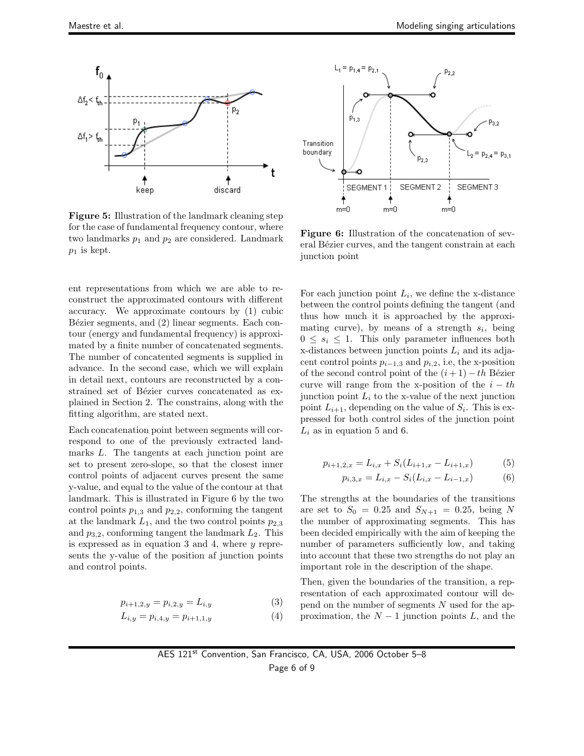Figure 5: Illustration of the landmark cleaning step for the case of fundamental frequency contour, where two landmarks $p_1$ and $p_2$ are considered. Landmark $p_1$ is kept.

Figure 6: Illustration of the concatenation of several Bézier curves, and the tangent constrain at each junction point

ent representations from which we are able to reconstruct the approximated contours with different accuracy. We approximate contours by (1) cubic Bézier segments, and (2) linear segments. Each contour (energy and fundamental frequency) is approximated by a finite number of concatenated segments. The number of concatented segments is supplied in advance. In the second case, which we will explain in detail next, contours are reconstructed by a constrained set of Bézier curves concatenated as explained in Section 2. The constrains, along with the fitting algorithm, are stated next.

Each concatenation point between segments will correspond to one of the previously extracted landmarks $L$. The tangents at each junction point are set to present zero-slope, so that the closest inner control points of adjacent curves present the same y-value, and equal to the value of the contour at that landmark. This is illustrated in Figure 6 by the two control points $p_{1,3}$ and $p_{2,2}$, conforming the tangent at the landmark $L_1$, and the two control points $p_{2,3}$ and $p_{3,2}$, conforming tangent the landmark $L_2$. This is expressed as in equation 3 and 4, where $y$ represents the y-value of the position af junction points and control points.

$$p_{i+1,2,y} = p_{i,2,y} = L_{i,y} \tag{3}$$

$$L_{i,y} = p_{i,4,y} = p_{i+1,1,y} \tag{4}$$

For each junction point $L_i$, we define the x-distance between the control points defining the tangent (and thus how much it is approached by the approximating curve), by means of a strength $s_i$, being $0 \leq s_i \leq 1$. This only parameter influences both x-distances between junction points $L_i$ and its adjacent control points $p_{i-1,3}$ and $p_{i,2}$, i.e, the x-position of the second control point of the $(i+1)-th$ Bézier curve will range from the x-position of the $i-th$ junction point $L_i$ to the x-value of the next junction point $L_{i+1}$, depending on the value of $S_i$. This is expressed for both control sides of the junction point $L_i$ as in equation 5 and 6.

$$p_{i+1,2,x} = L_{i,x} + S_i(L_{i+1,x} - L_{i+1,x}) \tag{5}$$

$$p_{i,3,x} = L_{i,x} - S_i(L_{i,x} - L_{i-1,x}) \tag{6}$$

The strengths at the boundaries of the transitions are set to $S_0 = 0.25$ and $S_{N+1} = 0.25$, being $N$ the number of approximating segments. This has been decided empirically with the aim of keeping the number of parameters sufficiently low, and taking into account that these two strengths do not play an important role in the description of the shape.

Then, given the boundaries of the transition, a representation of each approximated contour will depend on the number of segments $N$ used for the approximation, the $N-1$ junction points $L$, and the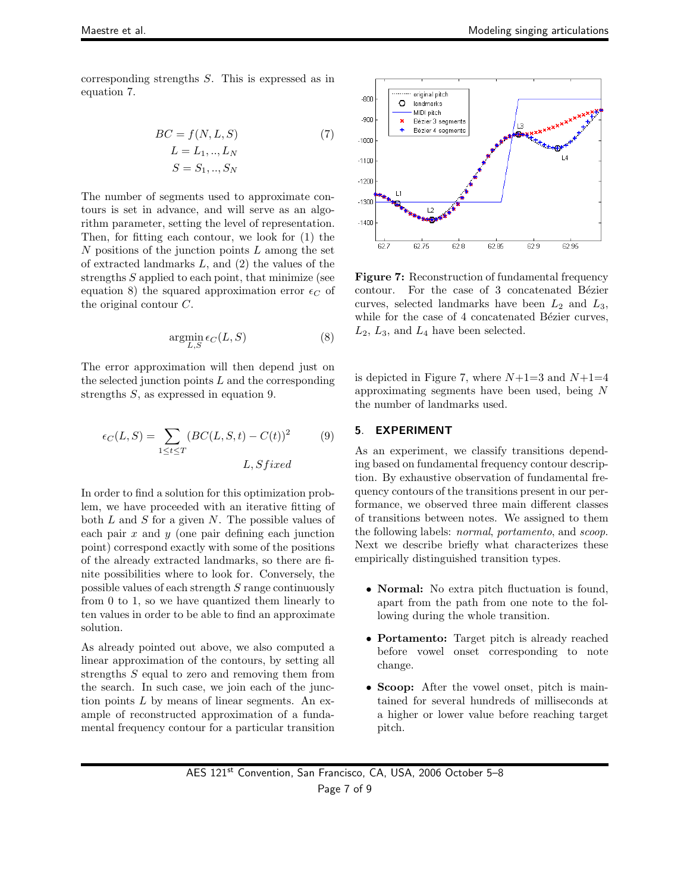corresponding strengths $S$. This is expressed as in equation 7.

$$BC = f(N, L, S) \tag{7}$$
$$L = L_1, .., L_N$$
$$S = S_1, .., S_N$$

The number of segments used to approximate contours is set in advance, and will serve as an algorithm parameter, setting the level of representation. Then, for fitting each contour, we look for (1) the $N$ positions of the junction points $L$ among the set of extracted landmarks $L$, and (2) the values of the strengths $S$ applied to each point, that minimize (see equation 8) the squared approximation error $\epsilon_C$ of the original contour $C$.

$$\underset{L,S}{\operatorname{argmin}}\, \epsilon_C(L, S) \tag{8}$$

The error approximation will then depend just on the selected junction points $L$ and the corresponding strengths $S$, as expressed in equation 9.

$$\epsilon_C(L, S) = \sum_{1 \leq t \leq T} (BC(L, S, t) - C(t))^2 \tag{9}$$
$$L, S\, fixed$$

In order to find a solution for this optimization problem, we have proceeded with an iterative fitting of both $L$ and $S$ for a given $N$. The possible values of each pair $x$ and $y$ (one pair defining each junction point) correspond exactly with some of the positions of the already extracted landmarks, so there are finite possibilities where to look for. Conversely, the possible values of each strength $S$ range continuously from 0 to 1, so we have quantized them linearly to ten values in order to be able to find an approximate solution.

As already pointed out above, we also computed a linear approximation of the contours, by setting all strengths $S$ equal to zero and removing them from the search. In such case, we join each of the junction points $L$ by means of linear segments. An example of reconstructed approximation of a fundamental frequency contour for a particular transition is depicted in Figure 7, where $N$+1=3 and $N$+1=4 approximating segments have been used, being $N$ the number of landmarks used.

**Figure 7:** Reconstruction of fundamental frequency contour. For the case of 3 concatenated Bézier curves, selected landmarks have been $L_2$ and $L_3$, while for the case of 4 concatenated Bézier curves, $L_2$, $L_3$, and $L_4$ have been selected.

## 5. EXPERIMENT

As an experiment, we classify transitions depending based on fundamental frequency contour description. By exhaustive observation of fundamental frequency contours of the transitions present in our performance, we observed three main different classes of transitions between notes. We assigned to them the following labels: *normal*, *portamento*, and *scoop*. Next we describe briefly what characterizes these empirically distinguished transition types.

- **Normal:** No extra pitch fluctuation is found, apart from the path from one note to the following during the whole transition.
- **Portamento:** Target pitch is already reached before vowel onset corresponding to note change.
- **Scoop:** After the vowel onset, pitch is maintained for several hundreds of milliseconds at a higher or lower value before reaching target pitch.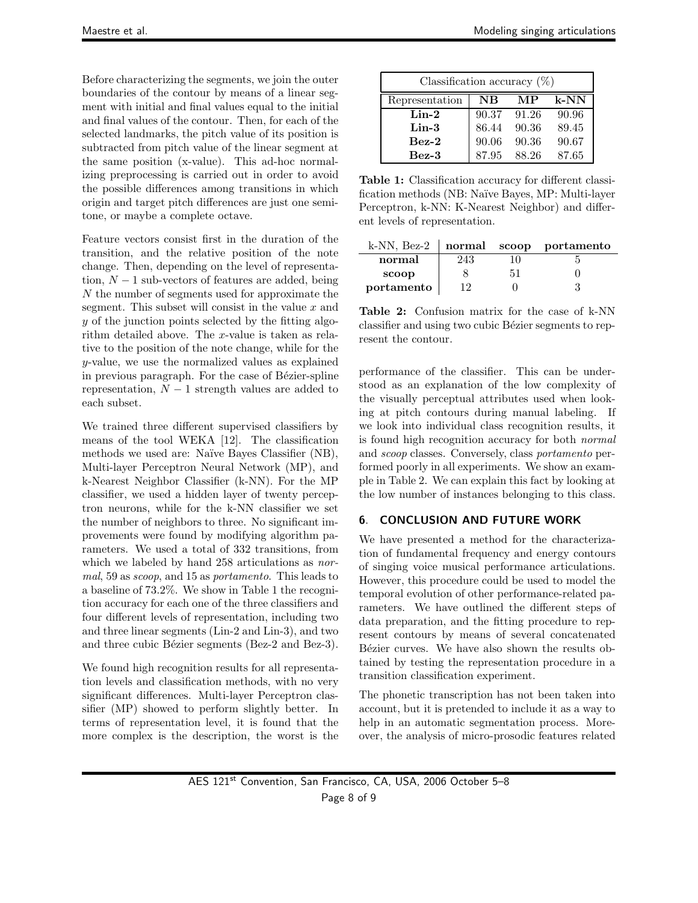Before characterizing the segments, we join the outer boundaries of the contour by means of a linear segment with initial and final values equal to the initial and final values of the contour. Then, for each of the selected landmarks, the pitch value of its position is subtracted from pitch value of the linear segment at the same position (x-value). This ad-hoc normalizing preprocessing is carried out in order to avoid the possible differences among transitions in which origin and target pitch differences are just one semitone, or maybe a complete octave.

Feature vectors consist first in the duration of the transition, and the relative position of the note change. Then, depending on the level of representation, $N-1$ sub-vectors of features are added, being $N$ the number of segments used for approximate the segment. This subset will consist in the value $x$ and $y$ of the junction points selected by the fitting algorithm detailed above. The $x$-value is taken as relative to the position of the note change, while for the $y$-value, we use the normalized values as explained in previous paragraph. For the case of Bézier-spline representation, $N-1$ strength values are added to each subset.

We trained three different supervised classifiers by means of the tool WEKA [12]. The classification methods we used are: Naïve Bayes Classifier (NB), Multi-layer Perceptron Neural Network (MP), and k-Nearest Neighbor Classifier (k-NN). For the MP classifier, we used a hidden layer of twenty perceptron neurons, while for the k-NN classifier we set the number of neighbors to three. No significant improvements were found by modifying algorithm parameters. We used a total of 332 transitions, from which we labeled by hand 258 articulations as *normal*, 59 as *scoop*, and 15 as *portamento*. This leads to a baseline of 73.2%. We show in Table 1 the recognition accuracy for each one of the three classifiers and four different levels of representation, including two and three linear segments (Lin-2 and Lin-3), and two and three cubic Bézier segments (Bez-2 and Bez-3).

We found high recognition results for all representation levels and classification methods, with no very significant differences. Multi-layer Perceptron classifier (MP) showed to perform slightly better. In terms of representation level, it is found that the more complex is the description, the worst is the performance of the classifier. This can be understood as an explanation of the low complexity of the visually perceptual attributes used when looking at pitch contours during manual labeling. If we look into individual class recognition results, it is found high recognition accuracy for both *normal* and *scoop* classes. Conversely, class *portamento* performed poorly in all experiments. We show an example in Table 2. We can explain this fact by looking at the low number of instances belonging to this class.

| Classification accuracy (%) | | | |
|---|---|---|---|
| Representation | **NB** | **MP** | **k-NN** |
| **Lin-2** | 90.37 | 91.26 | 90.96 |
| **Lin-3** | 86.44 | 90.36 | 89.45 |
| **Bez-2** | 90.06 | 90.36 | 90.67 |
| **Bez-3** | 87.95 | 88.26 | 87.65 |

**Table 1:** Classification accuracy for different classification methods (NB: Naïve Bayes, MP: Multi-layer Perceptron, k-NN: K-Nearest Neighbor) and different levels of representation.

| k-NN, Bez-2 | **normal** | **scoop** | **portamento** |
|---|---|---|---|
| **normal** | 243 | 10 | 5 |
| **scoop** | 8 | 51 | 0 |
| **portamento** | 12 | 0 | 3 |

**Table 2:** Confusion matrix for the case of k-NN classifier and using two cubic Bézier segments to represent the contour.

## 6. CONCLUSION AND FUTURE WORK

We have presented a method for the characterization of fundamental frequency and energy contours of singing voice musical performance articulations. However, this procedure could be used to model the temporal evolution of other performance-related parameters. We have outlined the different steps of data preparation, and the fitting procedure to represent contours by means of several concatenated Bézier curves. We have also shown the results obtained by testing the representation procedure in a transition classification experiment.

The phonetic transcription has not been taken into account, but it is pretended to include it as a way to help in an automatic segmentation process. Moreover, the analysis of micro-prosodic features related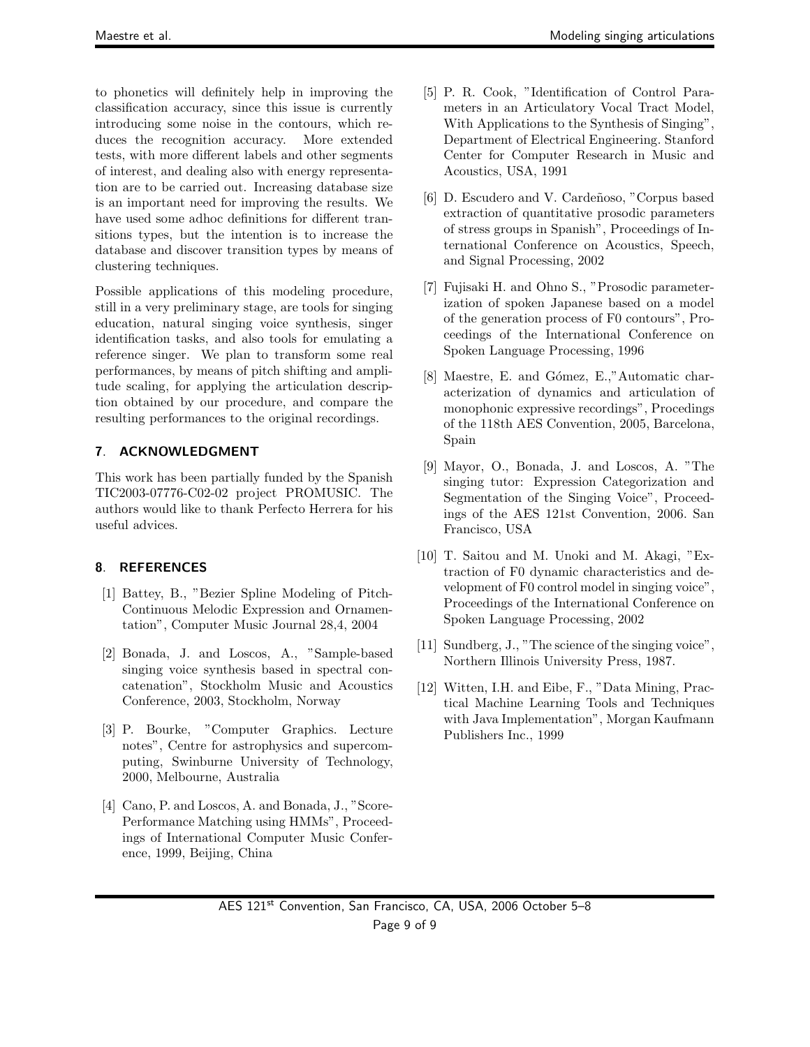to phonetics will definitely help in improving the classification accuracy, since this issue is currently introducing some noise in the contours, which reduces the recognition accuracy. More extended tests, with more different labels and other segments of interest, and dealing also with energy representation are to be carried out. Increasing database size is an important need for improving the results. We have used some adhoc definitions for different transitions types, but the intention is to increase the database and discover transition types by means of clustering techniques.

Possible applications of this modeling procedure, still in a very preliminary stage, are tools for singing education, natural singing voice synthesis, singer identification tasks, and also tools for emulating a reference singer. We plan to transform some real performances, by means of pitch shifting and amplitude scaling, for applying the articulation description obtained by our procedure, and compare the resulting performances to the original recordings.

## 7. ACKNOWLEDGMENT

This work has been partially funded by the Spanish TIC2003-07776-C02-02 project PROMUSIC. The authors would like to thank Perfecto Herrera for his useful advices.

## 8. REFERENCES

[1] Battey, B., "Bezier Spline Modeling of Pitch-Continuous Melodic Expression and Ornamentation", Computer Music Journal 28,4, 2004

[2] Bonada, J. and Loscos, A., "Sample-based singing voice synthesis based in spectral concatenation", Stockholm Music and Acoustics Conference, 2003, Stockholm, Norway

[3] P. Bourke, "Computer Graphics. Lecture notes", Centre for astrophysics and supercomputing, Swinburne University of Technology, 2000, Melbourne, Australia

[4] Cano, P. and Loscos, A. and Bonada, J., "Score-Performance Matching using HMMs", Proceedings of International Computer Music Conference, 1999, Beijing, China

[5] P. R. Cook, "Identification of Control Parameters in an Articulatory Vocal Tract Model, With Applications to the Synthesis of Singing", Department of Electrical Engineering. Stanford Center for Computer Research in Music and Acoustics, USA, 1991

[6] D. Escudero and V. Cardeñoso, "Corpus based extraction of quantitative prosodic parameters of stress groups in Spanish", Proceedings of International Conference on Acoustics, Speech, and Signal Processing, 2002

[7] Fujisaki H. and Ohno S., "Prosodic parameterization of spoken Japanese based on a model of the generation process of F0 contours", Proceedings of the International Conference on Spoken Language Processing, 1996

[8] Maestre, E. and Gómez, E.,"Automatic characterization of dynamics and articulation of monophonic expressive recordings", Procedings of the 118th AES Convention, 2005, Barcelona, Spain

[9] Mayor, O., Bonada, J. and Loscos, A. "The singing tutor: Expression Categorization and Segmentation of the Singing Voice", Proceedings of the AES 121st Convention, 2006. San Francisco, USA

[10] T. Saitou and M. Unoki and M. Akagi, "Extraction of F0 dynamic characteristics and development of F0 control model in singing voice", Proceedings of the International Conference on Spoken Language Processing, 2002

[11] Sundberg, J., "The science of the singing voice", Northern Illinois University Press, 1987.

[12] Witten, I.H. and Eibe, F., "Data Mining, Practical Machine Learning Tools and Techniques with Java Implementation", Morgan Kaufmann Publishers Inc., 1999